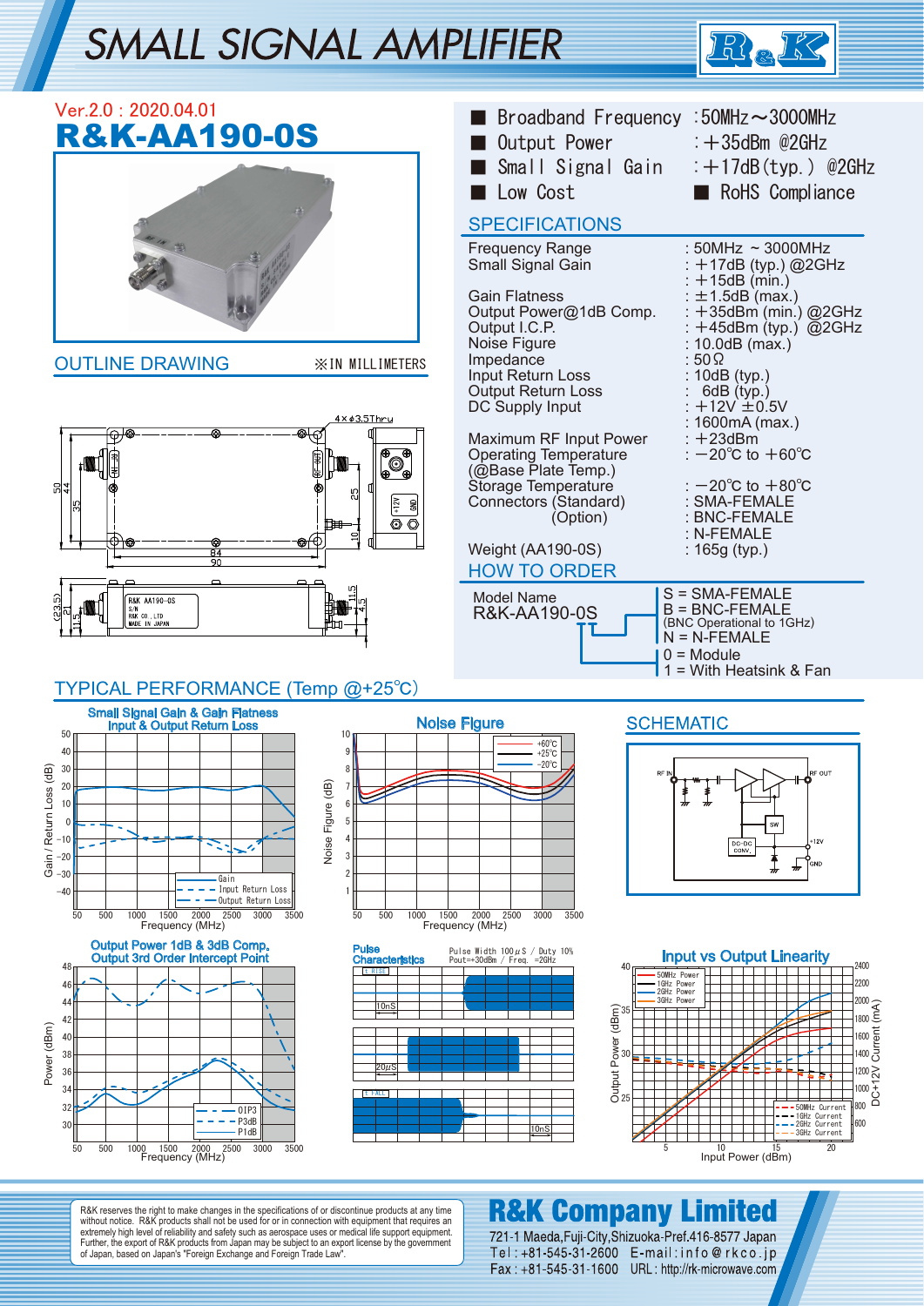# SMALL SIGNAL AMPLIFIER

Ver.2.0 : 2020.04.01

## R&K-AA190-0S

- Broadband Frequency : 50MHz～3000MHz
- Output Power : +35dBm @2GHz
- Small Signal Gain : +17dB(typ.) @2GHz
- Low Cost
- RoHS Compliance

## SPECIFICATIONS

| | |
|---|---|
| Frequency Range | : 50MHz ~ 3000MHz |
| Small Signal Gain | : +17dB (typ.) @2GHz |
| | : +15dB (min.) |
| Gain Flatness | : ±1.5dB (max.) |
| Output Power@1dB Comp. | : +35dBm (min.) @2GHz |
| Output I.C.P. | : +45dBm (typ.) @2GHz |
| Noise Figure | : 10.0dB (max.) |
| Impedance | : 50Ω |
| Input Return Loss | : 10dB (typ.) |
| Output Return Loss | : 6dB (typ.) |
| DC Supply Input | : +12V ±0.5V |
| | : 1600mA (max.) |
| Maximum RF Input Power | : +23dBm |
| Operating Temperature (@Base Plate Temp.) | : −20℃ to +60℃ |
| Storage Temperature | : −20℃ to +80℃ |
| Connectors (Standard) | : SMA-FEMALE |
| (Option) | : BNC-FEMALE |
| | : N-FEMALE |
| Weight (AA190-0S) | : 165g (typ.) |

## OUTLINE DRAWING

※IN MILLIMETERS

## HOW TO ORDER

Model Name
R&K-AA190-0S

- S = SMA-FEMALE
- B = BNC-FEMALE (BNC Operational to 1GHz)
- N = N-FEMALE

- 0 = Module
- 1 = With Heatsink & Fan

## TYPICAL PERFORMANCE (Temp @+25℃)

Small Signal Gain & Gain Flatness, Input & Output Return Loss

Noise Figure

SCHEMATIC

Output Power 1dB & 3dB Comp., Output 3rd Order Intercept Point

Pulse Characteristics (Pulse Width 100μS / Duty 10%, Pout=+30dBm / Freq. =2GHz)

Input vs Output Linearity

R&K reserves the right to make changes in the specifications of or discontinue products at any time without notice. R&K products shall not be used for or in connection with equipment that requires an extremely high level of reliability and safety such as aerospace uses or medical life support equipment. Further, the export of R&K products from Japan may be subject to an export license by the government of Japan, based on Japan's "Foreign Exchange and Foreign Trade Law".

**R&K Company Limited**
721-1 Maeda,Fuji-City,Shizuoka-Pref.416-8577 Japan
Tel : +81-545-31-2600 E-mail : info@rkco.jp
Fax : +81-545-31-1600 URL : http://rk-microwave.com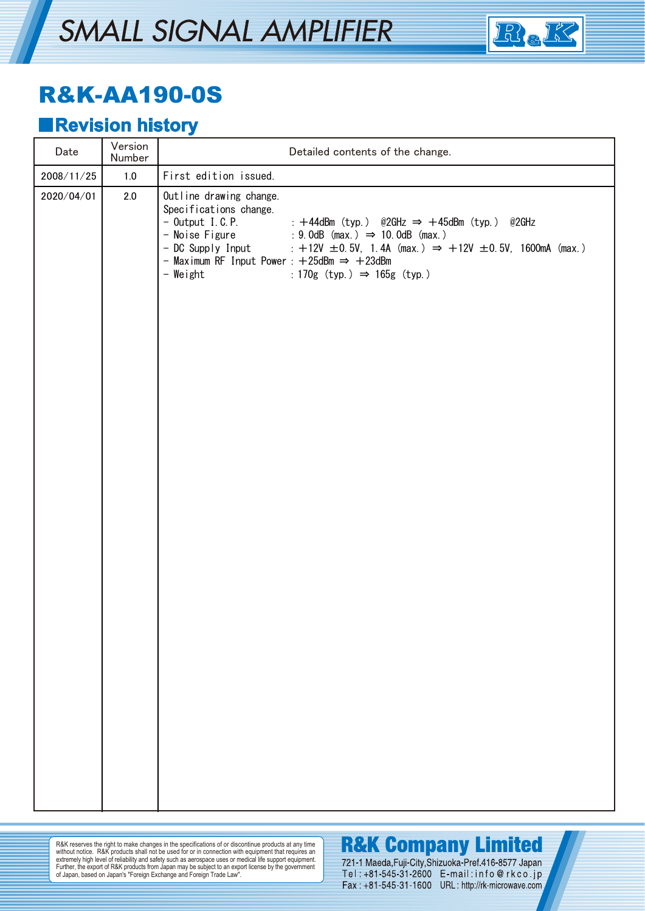# R&K-AA190-0S

## Revision history

| Date | Version Number | Detailed contents of the change. |
|---|---|---|
| 2008/11/25 | 1.0 | First edition issued. |
| 2020/04/01 | 2.0 | Outline drawing change.<br>Specifications change.<br>- Output I.C.P. : +44dBm (typ.) @2GHz ⇒ +45dBm (typ.) @2GHz<br>- Noise Figure : 9.0dB (max.) ⇒ 10.0dB (max.)<br>- DC Supply Input : +12V ±0.5V, 1.4A (max.) ⇒ +12V ±0.5V, 1600mA (max.)<br>- Maximum RF Input Power : +25dBm ⇒ +23dBm<br>- Weight : 170g (typ.) ⇒ 165g (typ.) |

R&K reserves the right to make changes in the specifications of or discontinue products at any time without notice. R&K products shall not be used for or in connection with equipment that requires an extremely high level of reliability and safety such as aerospace uses or medical life support equipment. Further, the export of R&K products from Japan may be subject to an export license by the government of Japan, based on Japan's "Foreign Exchange and Foreign Trade Law".

**R&K Company Limited**
721-1 Maeda,Fuji-City,Shizuoka-Pref.416-8577 Japan
Tel : +81-545-31-2600 E-mail : info@rkco.jp
Fax : +81-545-31-1600 URL : http://rk-microwave.com